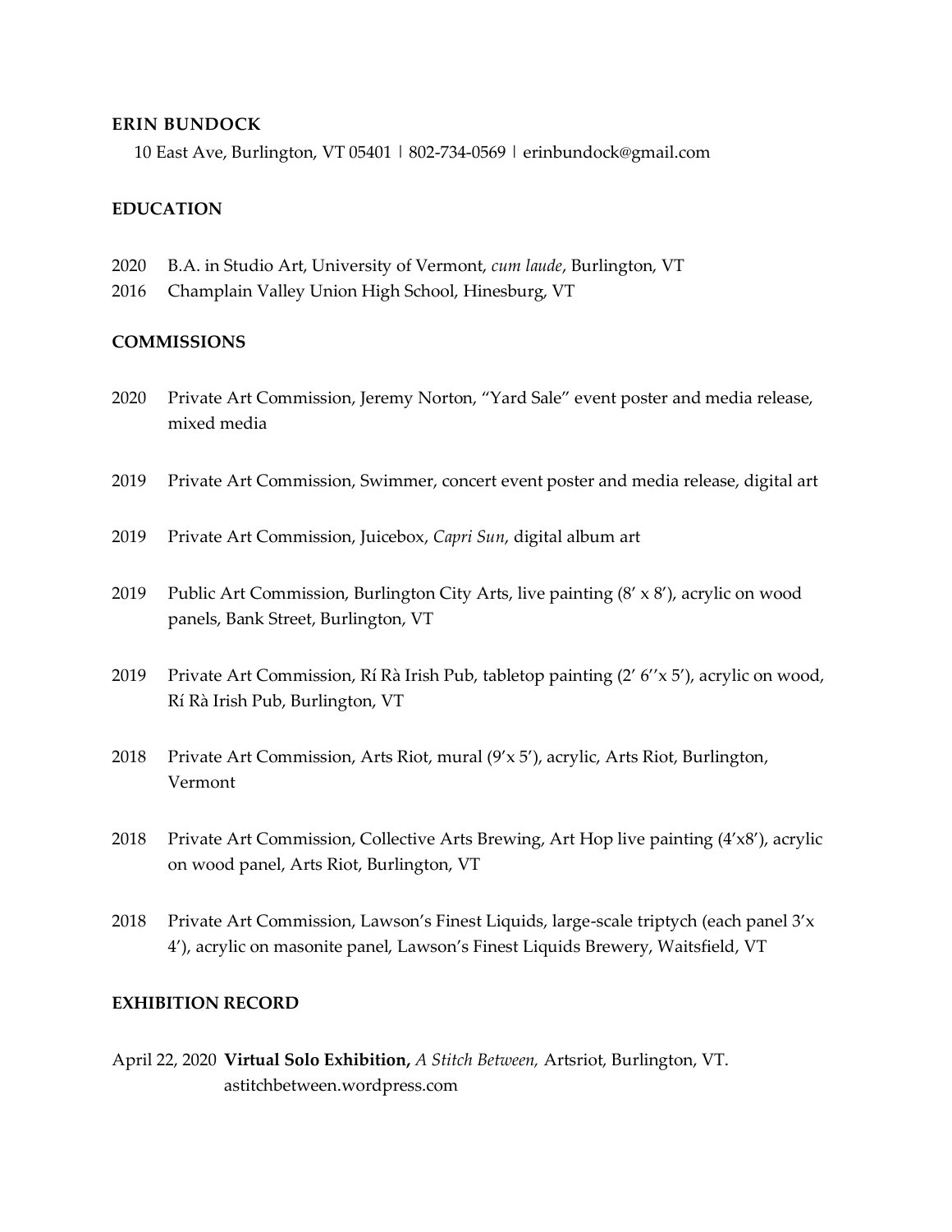**ERIN BUNDOCK**

10 East Ave, Burlington, VT 05401 | 802-734-0569 | erinbundock@gmail.com

**EDUCATION**

2020 B.A. in Studio Art, University of Vermont, *cum laude*, Burlington, VT

2016 Champlain Valley Union High School, Hinesburg, VT

**COMMISSIONS**

2020 Private Art Commission, Jeremy Norton, "Yard Sale" event poster and media release, mixed media

2019 Private Art Commission, Swimmer, concert event poster and media release, digital art

2019 Private Art Commission, Juicebox, *Capri Sun*, digital album art

2019 Public Art Commission, Burlington City Arts, live painting (8' x 8'), acrylic on wood panels, Bank Street, Burlington, VT

2019 Private Art Commission, Rí Rà Irish Pub, tabletop painting (2' 6''x 5'), acrylic on wood, Rí Rà Irish Pub, Burlington, VT

2018 Private Art Commission, Arts Riot, mural (9'x 5'), acrylic, Arts Riot, Burlington, Vermont

2018 Private Art Commission, Collective Arts Brewing, Art Hop live painting (4'x8'), acrylic on wood panel, Arts Riot, Burlington, VT

2018 Private Art Commission, Lawson's Finest Liquids, large-scale triptych (each panel 3'x 4'), acrylic on masonite panel, Lawson's Finest Liquids Brewery, Waitsfield, VT

**EXHIBITION RECORD**

April 22, 2020 **Virtual Solo Exhibition,** *A Stitch Between,* Artsriot, Burlington, VT. astitchbetween.wordpress.com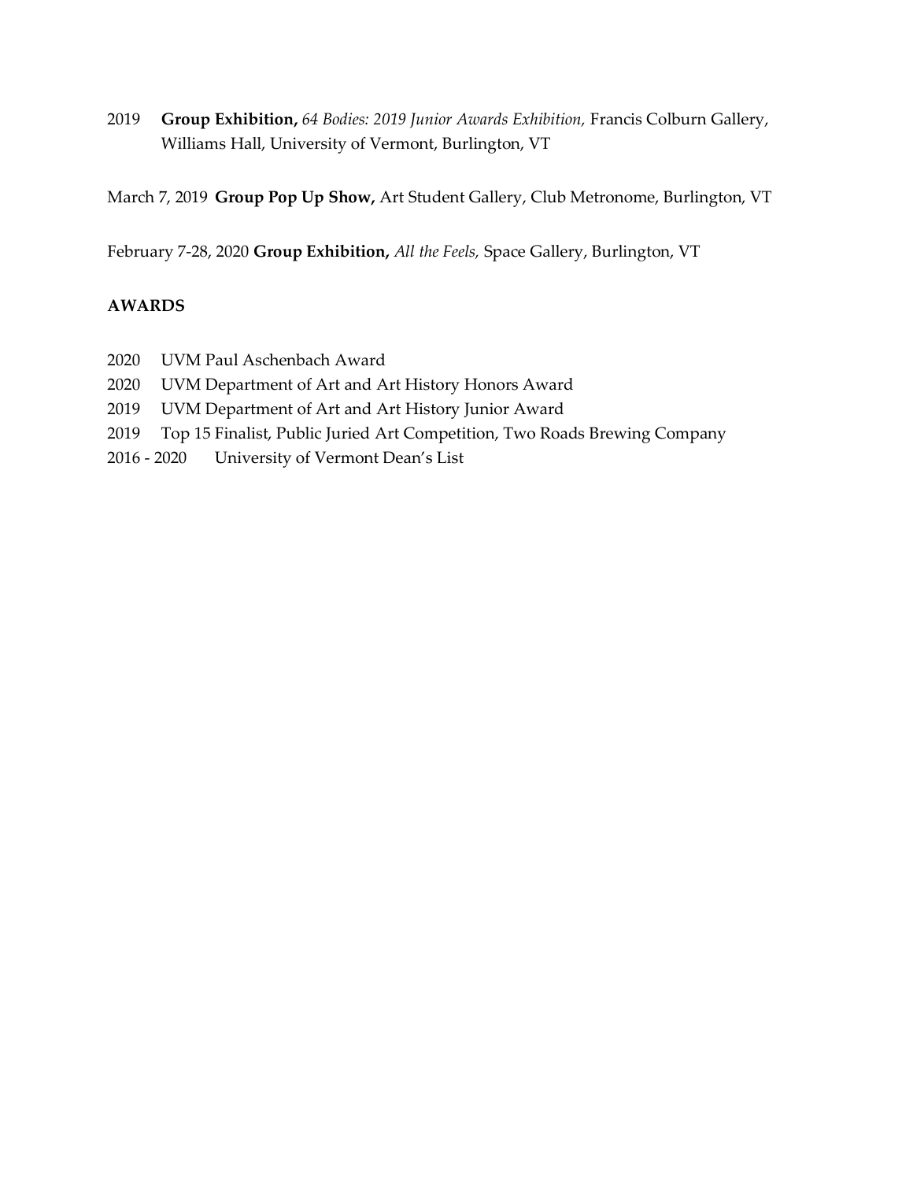2019 **Group Exhibition,** *64 Bodies: 2019 Junior Awards Exhibition,* Francis Colburn Gallery, Williams Hall, University of Vermont, Burlington, VT

March 7, 2019 **Group Pop Up Show,** Art Student Gallery, Club Metronome, Burlington, VT

February 7-28, 2020 **Group Exhibition,** *All the Feels,* Space Gallery, Burlington, VT

**AWARDS**

2020 UVM Paul Aschenbach Award
2020 UVM Department of Art and Art History Honors Award
2019 UVM Department of Art and Art History Junior Award
2019 Top 15 Finalist, Public Juried Art Competition, Two Roads Brewing Company
2016 - 2020 University of Vermont Dean's List